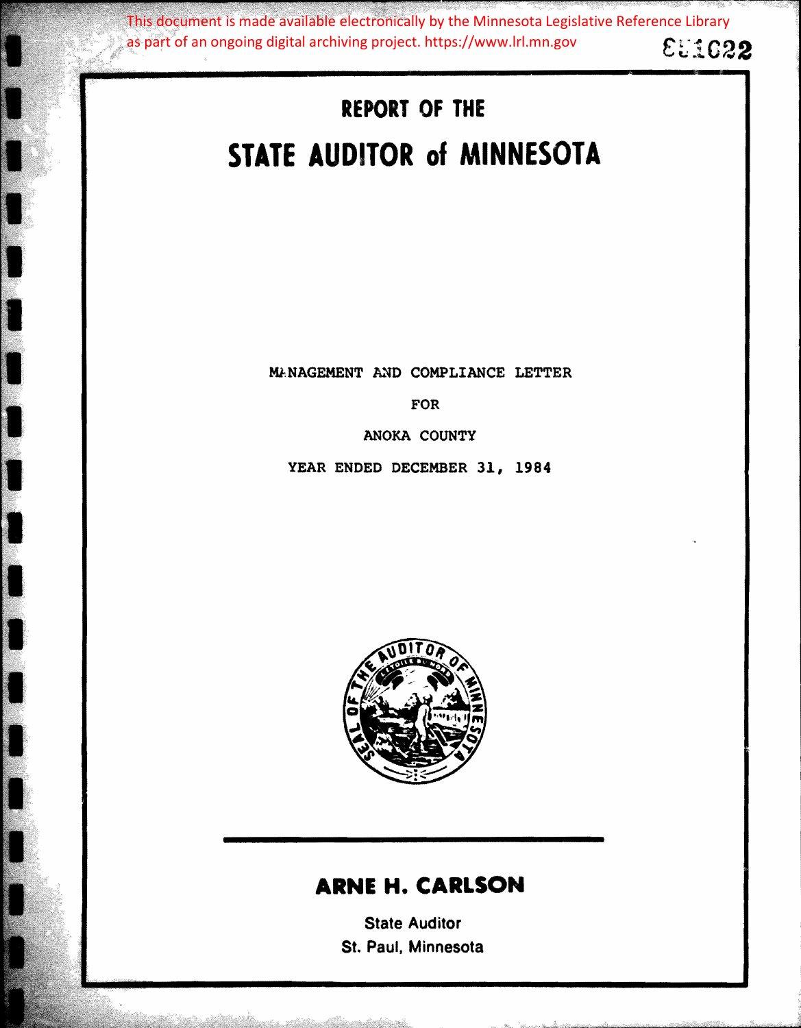This document is made available electronically by the Minnesota Legislative Reference Library as part of an ongoing digital archiving project. https://www.lrl.mn.gov

# REPORT OF THE

# STATE AUDITOR of MINNESOTA

MANAGEMENT AND COMPLIANCE LETTER

FOR

ANOKA COUNTY

YEAR ENDED DECEMBER 31, 1984

**ARNE H. CARLSON**

State Auditor

St. Paul, Minnesota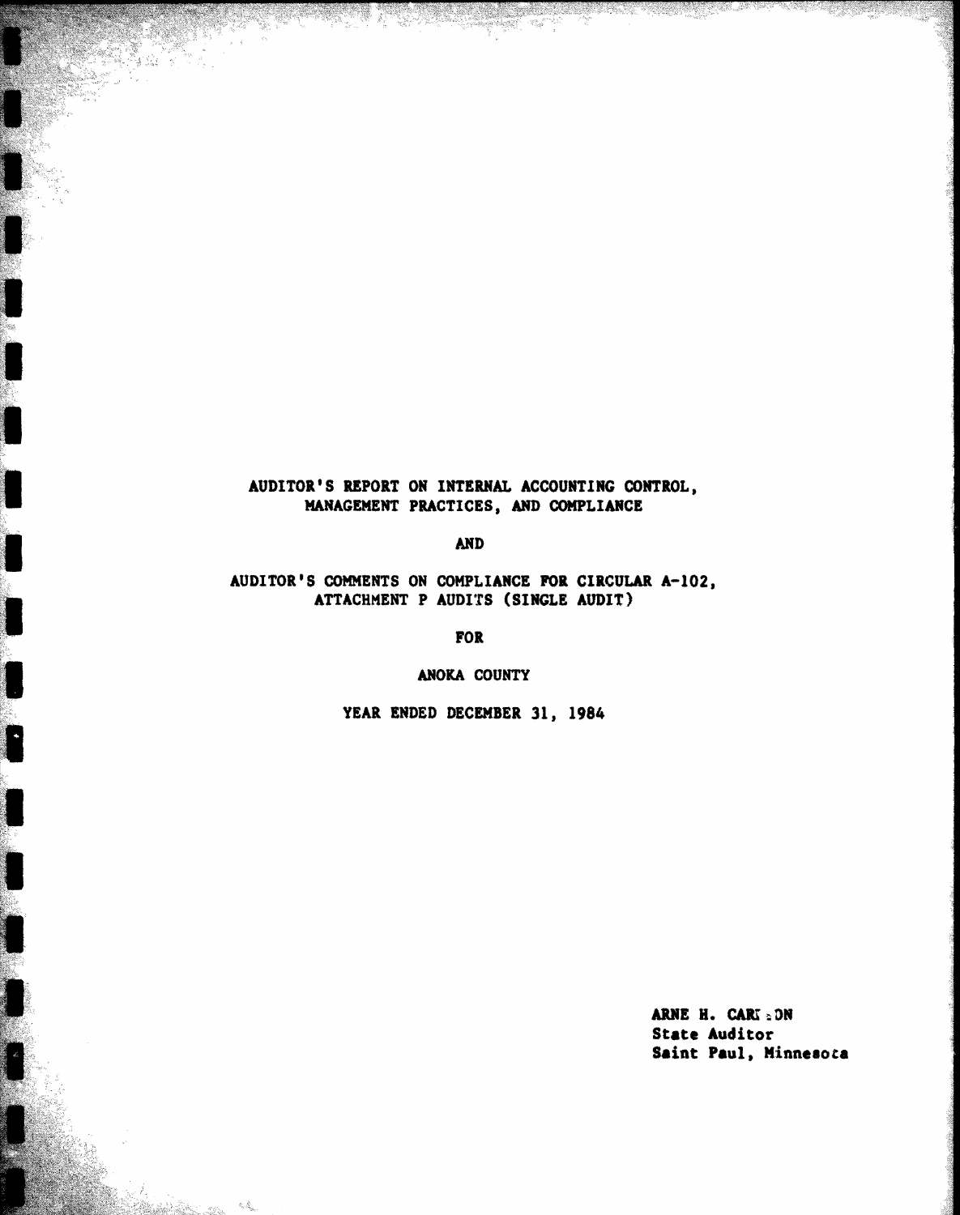# AUDITOR'S REPORT ON INTERNAL ACCOUNTING CONTROL, MANAGEMENT PRACTICES, AND COMPLIANCE

AND

# AUDITOR'S COMMENTS ON COMPLIANCE FOR CIRCULAR A-102, ATTACHMENT P AUDITS (SINGLE AUDIT)

FOR

## ANOKA COUNTY

## YEAR ENDED DECEMBER 31, 1984

**ARNE H. CARLSON**
**State Auditor**
**Saint Paul, Minnesota**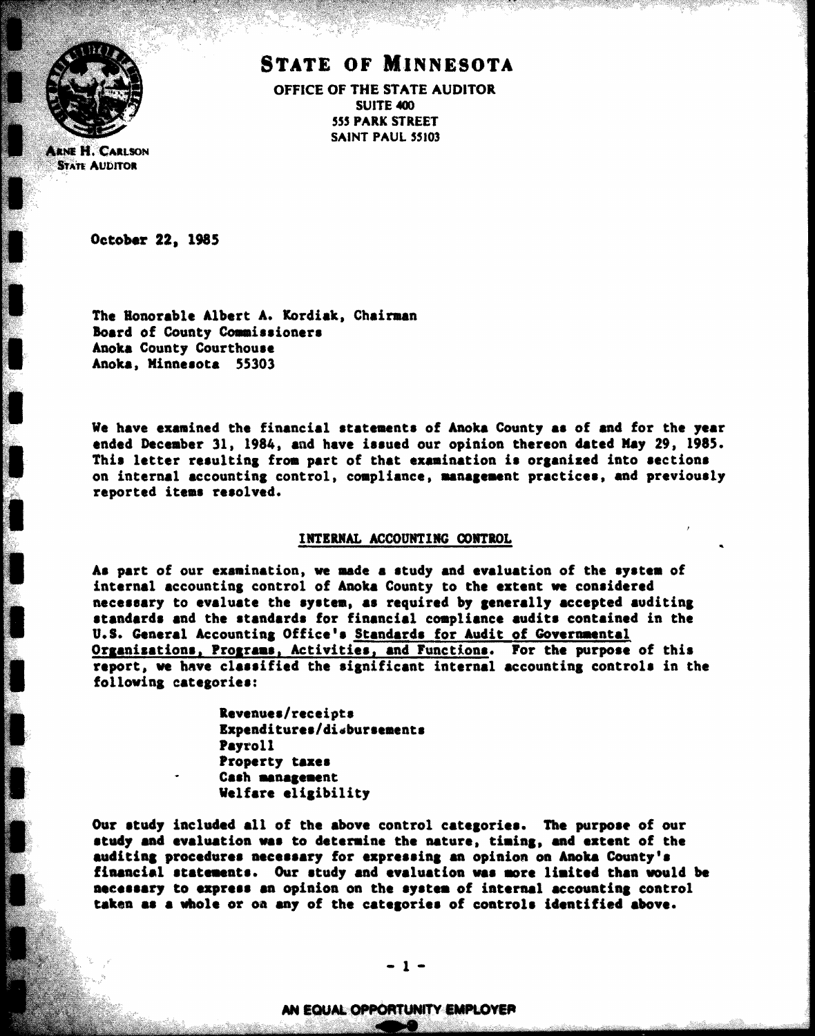# STATE OF MINNESOTA

OFFICE OF THE STATE AUDITOR
SUITE 400
555 PARK STREET
SAINT PAUL 55103

ARNE H. CARLSON
STATE AUDITOR

October 22, 1985

The Honorable Albert A. Kordiak, Chairman
Board of County Commissioners
Anoka County Courthouse
Anoka, Minnesota 55303

We have examined the financial statements of Anoka County as of and for the year ended December 31, 1984, and have issued our opinion thereon dated May 29, 1985. This letter resulting from part of that examination is organized into sections on internal accounting control, compliance, management practices, and previously reported items resolved.

## INTERNAL ACCOUNTING CONTROL

As part of our examination, we made a study and evaluation of the system of internal accounting control of Anoka County to the extent we considered necessary to evaluate the system, as required by generally accepted auditing standards and the standards for financial compliance audits contained in the U.S. General Accounting Office's Standards for Audit of Governmental Organizations, Programs, Activities, and Functions. For the purpose of this report, we have classified the significant internal accounting controls in the following categories:

- Revenues/receipts
- Expenditures/disbursements
- Payroll
- Property taxes
- Cash management
- Welfare eligibility

Our study included all of the above control categories. The purpose of our study and evaluation was to determine the nature, timing, and extent of the auditing procedures necessary for expressing an opinion on Anoka County's financial statements. Our study and evaluation was more limited than would be necessary to express an opinion on the system of internal accounting control taken as a whole or on any of the categories of controls identified above.

AN EQUAL OPPORTUNITY EMPLOYER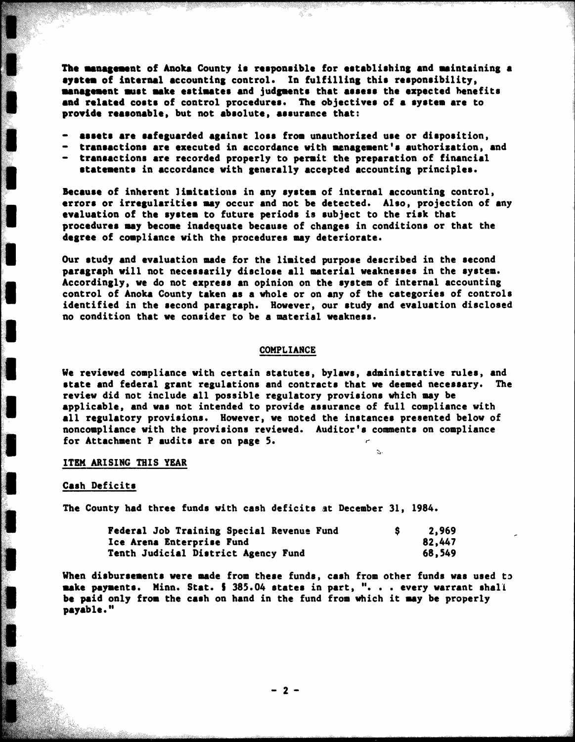The management of Anoka County is responsible for establishing and maintaining a system of internal accounting control. In fulfilling this responsibility, management must make estimates and judgments that assess the expected benefits and related costs of control procedures. The objectives of a system are to provide reasonable, but not absolute, assurance that:

- assets are safeguarded against loss from unauthorized use or disposition,
- transactions are executed in accordance with management's authorization, and
- transactions are recorded properly to permit the preparation of financial statements in accordance with generally accepted accounting principles.

Because of inherent limitations in any system of internal accounting control, errors or irregularities may occur and not be detected. Also, projection of any evaluation of the system to future periods is subject to the risk that procedures may become inadequate because of changes in conditions or that the degree of compliance with the procedures may deteriorate.

Our study and evaluation made for the limited purpose described in the second paragraph will not necessarily disclose all material weaknesses in the system. Accordingly, we do not express an opinion on the system of internal accounting control of Anoka County taken as a whole or on any of the categories of controls identified in the second paragraph. However, our study and evaluation disclosed no condition that we consider to be a material weakness.

## COMPLIANCE

We reviewed compliance with certain statutes, bylaws, administrative rules, and state and federal grant regulations and contracts that we deemed necessary. The review did not include all possible regulatory provisions which may be applicable, and was not intended to provide assurance of full compliance with all regulatory provisions. However, we noted the instances presented below of noncompliance with the provisions reviewed. Auditor's comments on compliance for Attachment P audits are on page 5.

### ITEM ARISING THIS YEAR

#### Cash Deficits

The County had three funds with cash deficits at December 31, 1984.

| | |
|---|---|
| Federal Job Training Special Revenue Fund | $ 2,969 |
| Ice Arena Enterprise Fund | 82,447 |
| Tenth Judicial District Agency Fund | 68,549 |

When disbursements were made from these funds, cash from other funds was used to make payments. Minn. Stat. § 385.04 states in part, ". . . every warrant shall be paid only from the cash on hand in the fund from which it may be properly payable."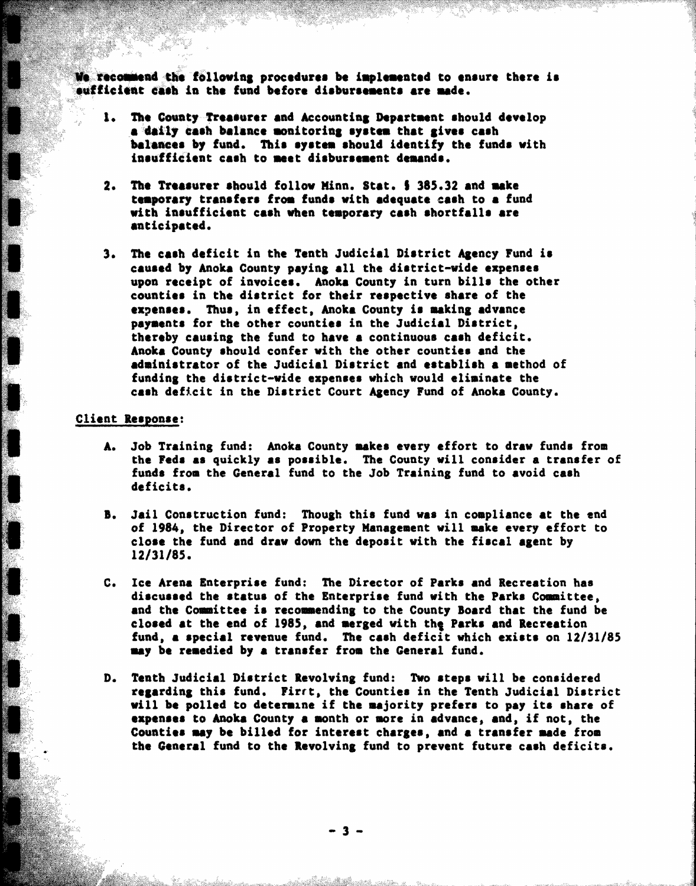We recommend the following procedures be implemented to ensure there is sufficient cash in the fund before disbursements are made.

1. The County Treasurer and Accounting Department should develop a daily cash balance monitoring system that gives cash balances by fund. This system should identify the funds with insufficient cash to meet disbursement demands.

2. The Treasurer should follow Minn. Stat. § 385.32 and make temporary transfers from funds with adequate cash to a fund with insufficient cash when temporary cash shortfalls are anticipated.

3. The cash deficit in the Tenth Judicial District Agency Fund is caused by Anoka County paying all the district-wide expenses upon receipt of invoices. Anoka County in turn bills the other counties in the district for their respective share of the expenses. Thus, in effect, Anoka County is making advance payments for the other counties in the Judicial District, thereby causing the fund to have a continuous cash deficit. Anoka County should confer with the other counties and the administrator of the Judicial District and establish a method of funding the district-wide expenses which would eliminate the cash deficit in the District Court Agency Fund of Anoka County.

Client Response:

A. Job Training fund: Anoka County makes every effort to draw funds from the Feds as quickly as possible. The County will consider a transfer of funds from the General fund to the Job Training fund to avoid cash deficits.

B. Jail Construction fund: Though this fund was in compliance at the end of 1984, the Director of Property Management will make every effort to close the fund and draw down the deposit with the fiscal agent by 12/31/85.

C. Ice Arena Enterprise fund: The Director of Parks and Recreation has discussed the status of the Enterprise fund with the Parks Committee, and the Committee is recommending to the County Board that the fund be closed at the end of 1985, and merged with the Parks and Recreation fund, a special revenue fund. The cash deficit which exists on 12/31/85 may be remedied by a transfer from the General fund.

D. Tenth Judicial District Revolving fund: Two steps will be considered regarding this fund. First, the Counties in the Tenth Judicial District will be polled to determine if the majority prefers to pay its share of expenses to Anoka County a month or more in advance, and, if not, the Counties may be billed for interest charges, and a transfer made from the General fund to the Revolving fund to prevent future cash deficits.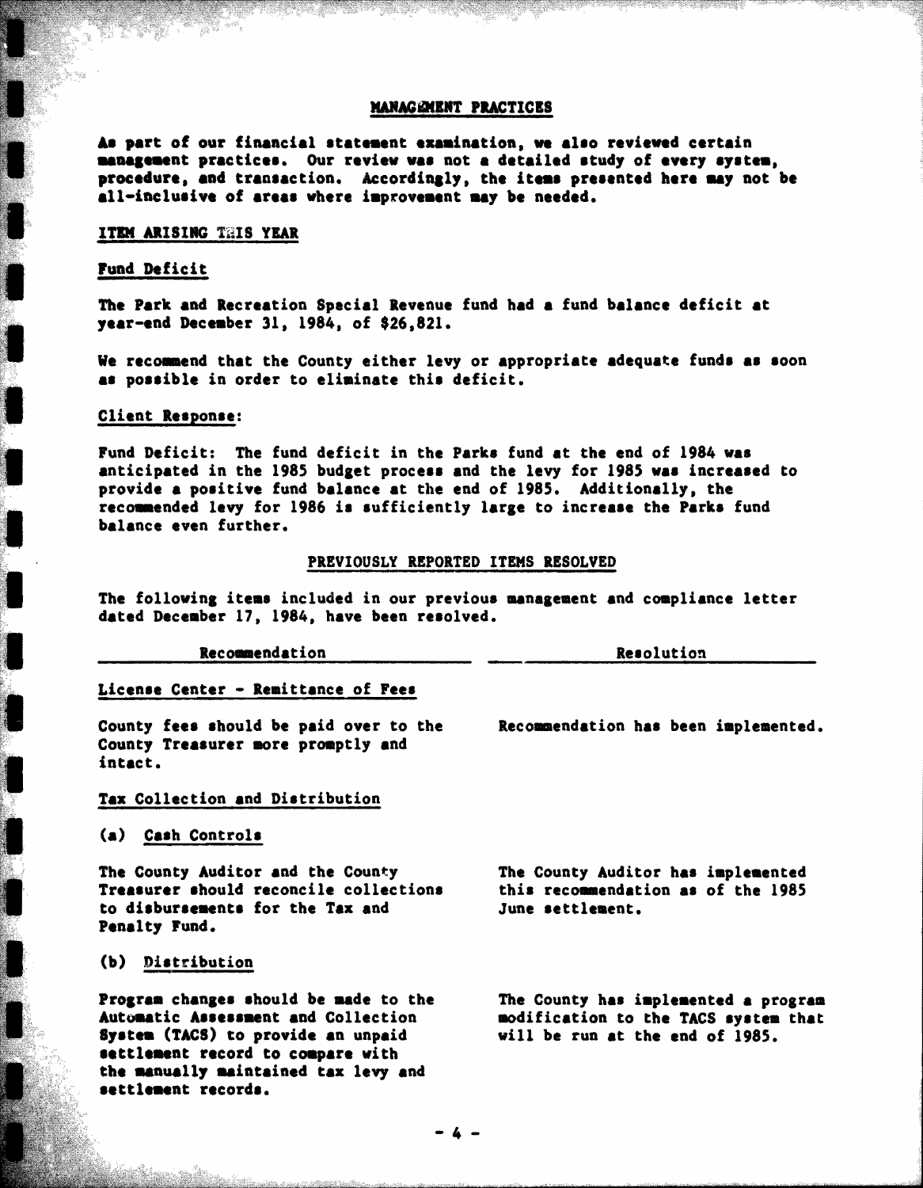## MANAGEMENT PRACTICES

As part of our financial statement examination, we also reviewed certain management practices. Our review was not a detailed study of every system, procedure, and transaction. Accordingly, the items presented here may not be all-inclusive of areas where improvement may be needed.

### ITEM ARISING THIS YEAR

#### Fund Deficit

The Park and Recreation Special Revenue fund had a fund balance deficit at year-end December 31, 1984, of $26,821.

We recommend that the County either levy or appropriate adequate funds as soon as possible in order to eliminate this deficit.

#### Client Response:

Fund Deficit: The fund deficit in the Parks fund at the end of 1984 was anticipated in the 1985 budget process and the levy for 1985 was increased to provide a positive fund balance at the end of 1985. Additionally, the recommended levy for 1986 is sufficiently large to increase the Parks fund balance even further.

### PREVIOUSLY REPORTED ITEMS RESOLVED

The following items included in our previous management and compliance letter dated December 17, 1984, have been resolved.

| Recommendation | Resolution |
|---|---|
| **License Center - Remittance of Fees** | |
| County fees should be paid over to the County Treasurer more promptly and intact. | Recommendation has been implemented. |
| **Tax Collection and Distribution** | |
| **(a) Cash Controls** | |
| The County Auditor and the County Treasurer should reconcile collections to disbursements for the Tax and Penalty Fund. | The County Auditor has implemented this recommendation as of the 1985 June settlement. |
| **(b) Distribution** | |
| Program changes should be made to the Automatic Assessment and Collection System (TACS) to provide an unpaid settlement record to compare with the manually maintained tax levy and settlement records. | The County has implemented a program modification to the TACS system that will be run at the end of 1985. |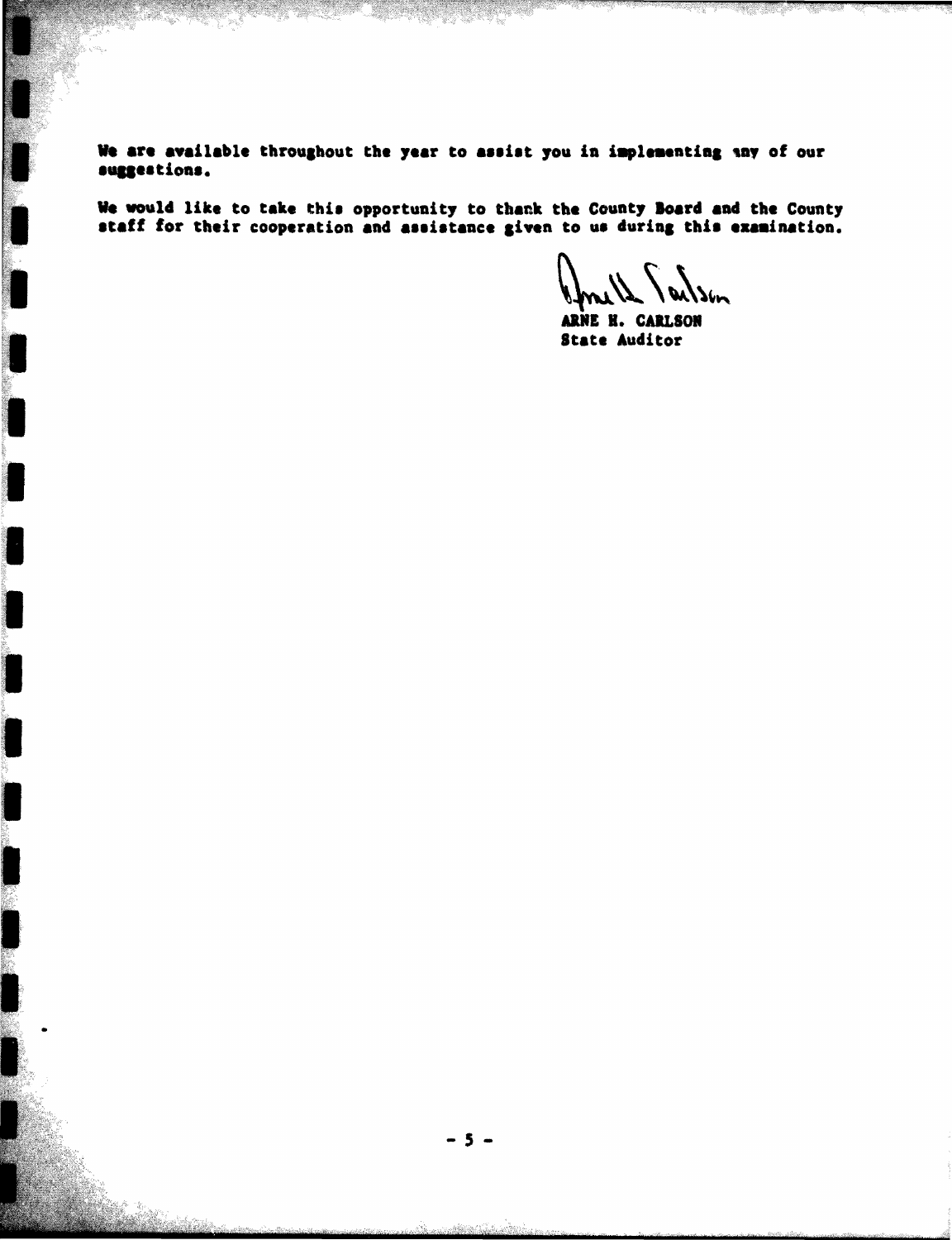We are available throughout the year to assist you in implementing any of our suggestions.

We would like to take this opportunity to thank the County Board and the County staff for their cooperation and assistance given to us during this examination.

ARNE H. CARLSON
State Auditor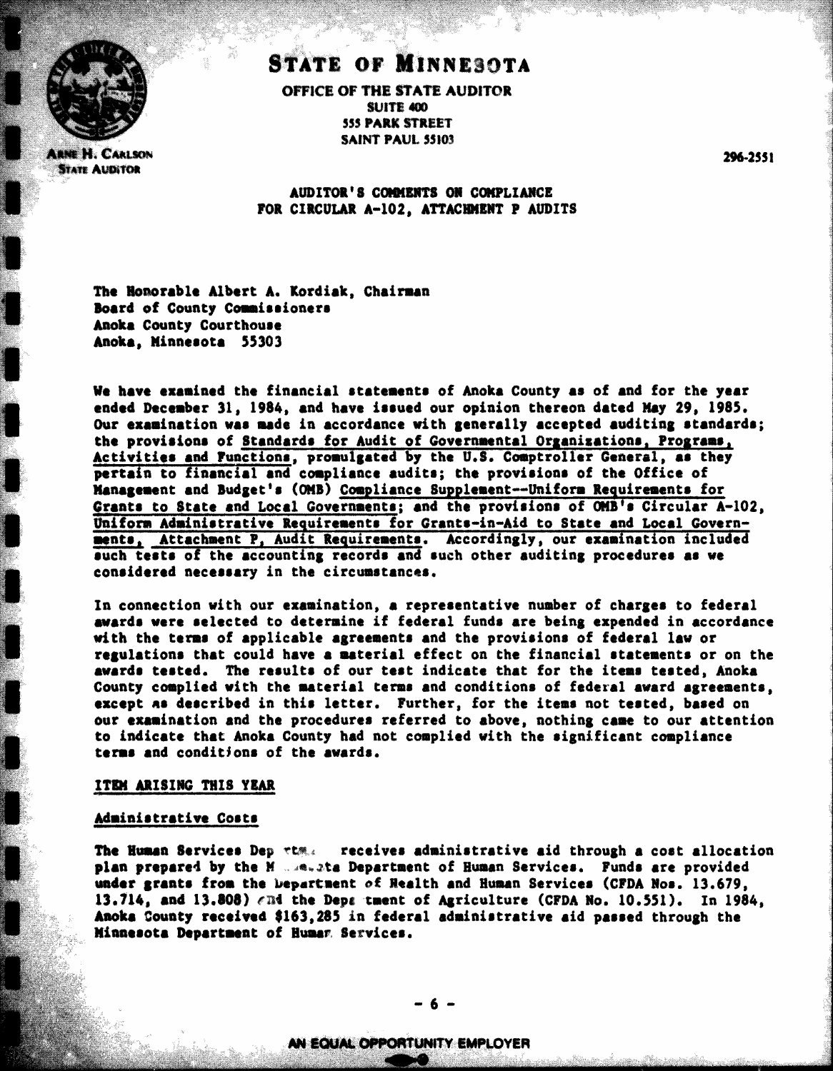# STATE OF MINNESOTA

**OFFICE OF THE STATE AUDITOR**
**SUITE 400**
**555 PARK STREET**
**SAINT PAUL 55103**

**ARNE H. CARLSON**
**STATE AUDITOR**

**296-2551**

**AUDITOR'S COMMENTS ON COMPLIANCE**
**FOR CIRCULAR A-102, ATTACHMENT P AUDITS**

The Honorable Albert A. Kordiak, Chairman
Board of County Commissioners
Anoka County Courthouse
Anoka, Minnesota 55303

We have examined the financial statements of Anoka County as of and for the year ended December 31, 1984, and have issued our opinion thereon dated May 29, 1985. Our examination was made in accordance with generally accepted auditing standards; the provisions of Standards for Audit of Governmental Organizations, Programs, Activities and Functions, promulgated by the U.S. Comptroller General, as they pertain to financial and compliance audits; the provisions of the Office of Management and Budget's (OMB) Compliance Supplement--Uniform Requirements for Grants to State and Local Governments; and the provisions of OMB's Circular A-102, Uniform Administrative Requirements for Grants-in-Aid to State and Local Governments, Attachment P, Audit Requirements. Accordingly, our examination included such tests of the accounting records and such other auditing procedures as we considered necessary in the circumstances.

In connection with our examination, a representative number of charges to federal awards were selected to determine if federal funds are being expended in accordance with the terms of applicable agreements and the provisions of federal law or regulations that could have a material effect on the financial statements or on the awards tested. The results of our test indicate that for the items tested, Anoka County complied with the material terms and conditions of federal award agreements, except as described in this letter. Further, for the items not tested, based on our examination and the procedures referred to above, nothing came to our attention to indicate that Anoka County had not complied with the significant compliance terms and conditions of the awards.

## ITEM ARISING THIS YEAR

### Administrative Costs

The Human Services Department receives administrative aid through a cost allocation plan prepared by the Minnesota Department of Human Services. Funds are provided under grants from the Department of Health and Human Services (CFDA Nos. 13.679, 13.714, and 13.808) and the Department of Agriculture (CFDA No. 10.551). In 1984, Anoka County received $163,285 in federal administrative aid passed through the Minnesota Department of Human Services.

AN EQUAL OPPORTUNITY EMPLOYER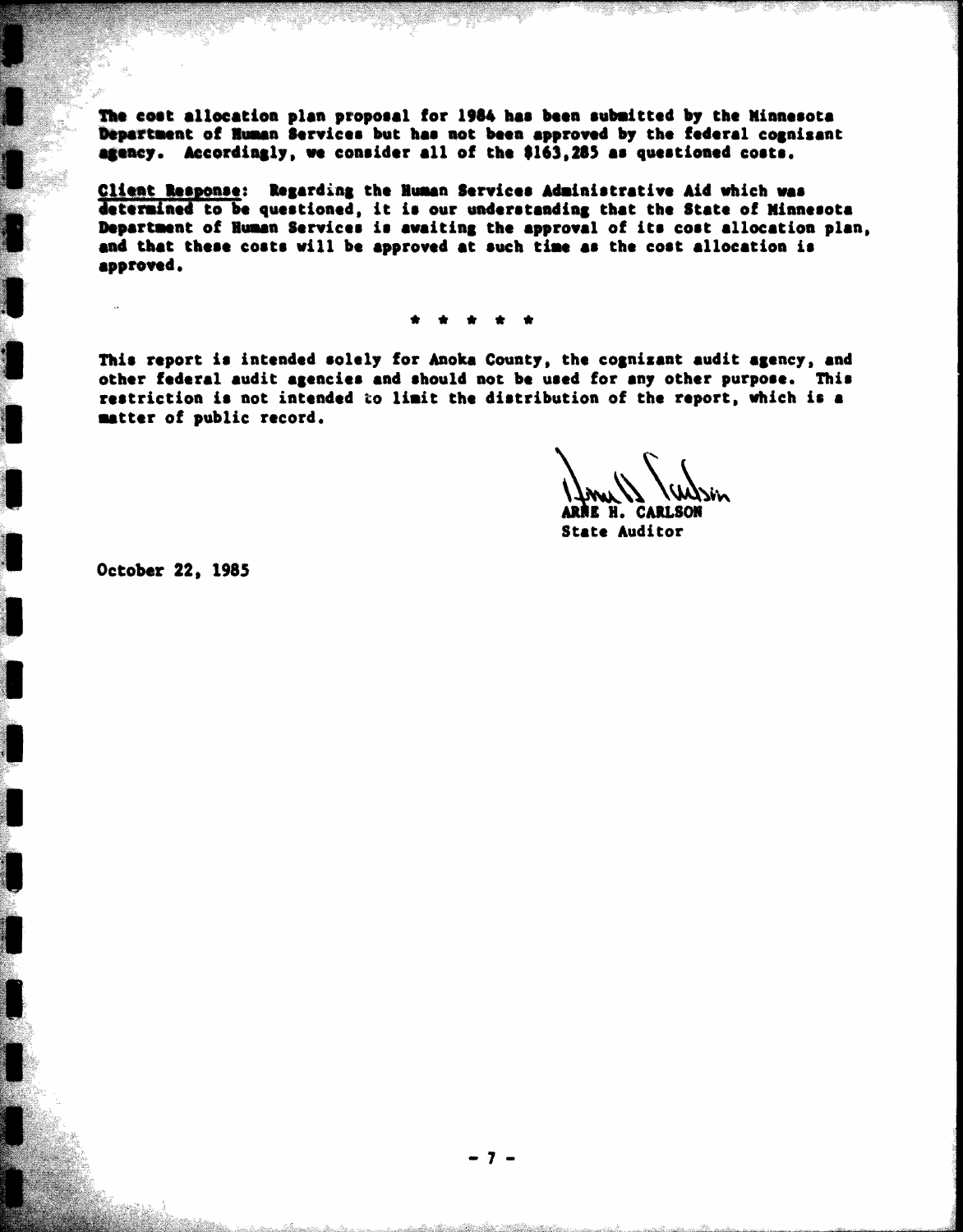The cost allocation plan proposal for 1984 has been submitted by the Minnesota Department of Human Services but has not been approved by the federal cognizant agency. Accordingly, we consider all of the $163,285 as questioned costs.

Client Response: Regarding the Human Services Administrative Aid which was determined to be questioned, it is our understanding that the State of Minnesota Department of Human Services is awaiting the approval of its cost allocation plan, and that these costs will be approved at such time as the cost allocation is approved.

\* \* \* \* \*

This report is intended solely for Anoka County, the cognizant audit agency, and other federal audit agencies and should not be used for any other purpose. This restriction is not intended to limit the distribution of the report, which is a matter of public record.

ARNE H. CARLSON
State Auditor

October 22, 1985